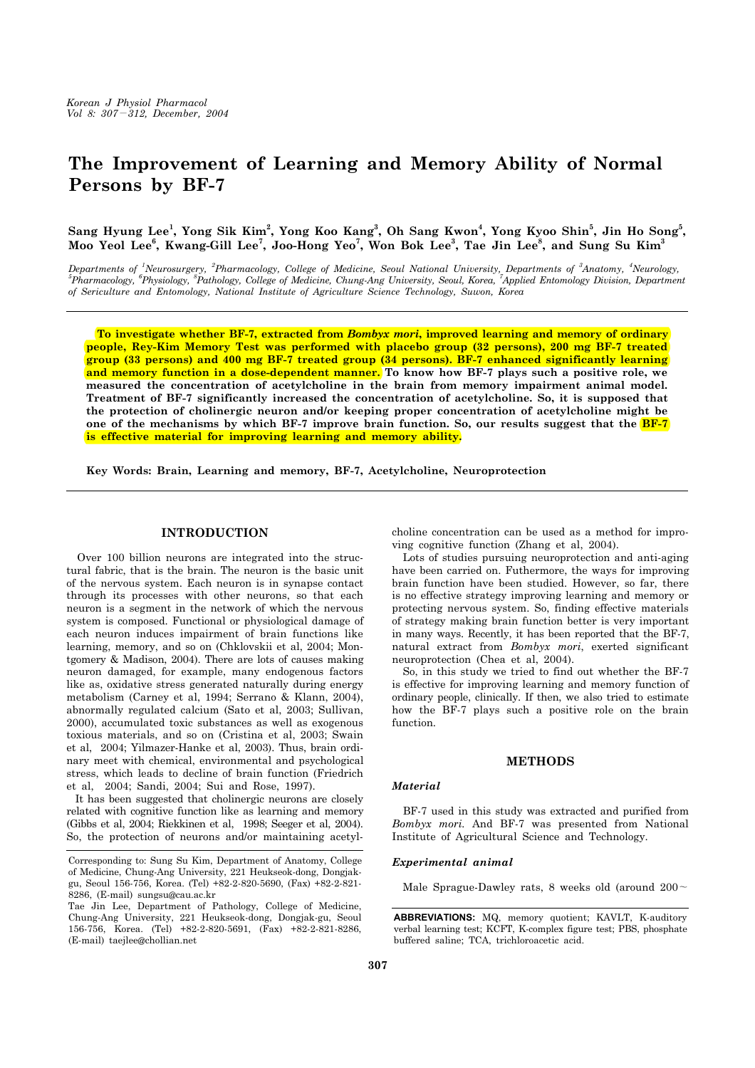# The Improvement of Learning and Memory Ability of Normal Persons by BF-7

**Sang Hyung Lee[1], Yong Sik Kim[2], Yong Koo Kang[3], Oh Sang Kwon[4], Yong Kyoo Shin[5], Jin Ho Song[5], Moo Yeol Lee[6], Kwang-Gill Lee[7], Joo-Hong Yeo[7], Won Bok Lee[3], Tae Jin Lee[8], and Sung Su Kim[3]**

*Departments of [1]Neurosurgery, [2]Pharmacology, College of Medicine, Seoul National University, Departments of [3]Anatomy, [4]Neurology, [5]Pharmacology, [6]Physiology, [8]Pathology, College of Medicine, Chung-Ang University, Seoul, Korea, [7]Applied Entomology Division, Department of Sericulture and Entomology, National Institute of Agriculture Science Technology, Suwon, Korea*

**To investigate whether BF-7, extracted from *Bombyx mori*, improved learning and memory of ordinary people, Rey-Kim Memory Test was performed with placebo group (32 persons), 200 mg BF-7 treated group (33 persons) and 400 mg BF-7 treated group (34 persons). BF-7 enhanced significantly learning and memory function in a dose-dependent manner. To know how BF-7 plays such a positive role, we measured the concentration of acetylcholine in the brain from memory impairment animal model. Treatment of BF-7 significantly increased the concentration of acetylcholine. So, it is supposed that the protection of cholinergic neuron and/or keeping proper concentration of acetylcholine might be one of the mechanisms by which BF-7 improve brain function. So, our results suggest that the BF-7 is effective material for improving learning and memory ability.**

**Key Words: Brain, Learning and memory, BF-7, Acetylcholine, Neuroprotection**

## INTRODUCTION

Over 100 billion neurons are integrated into the structural fabric, that is the brain. The neuron is the basic unit of the nervous system. Each neuron is in synapse contact through its processes with other neurons, so that each neuron is a segment in the network of which the nervous system is composed. Functional or physiological damage of each neuron induces impairment of brain functions like learning, memory, and so on (Chklovskii et al, 2004; Montgomery & Madison, 2004). There are lots of causes making neuron damaged, for example, many endogenous factors like as, oxidative stress generated naturally during energy metabolism (Carney et al, 1994; Serrano & Klann, 2004), abnormally regulated calcium (Sato et al, 2003; Sullivan, 2000), accumulated toxic substances as well as exogenous toxious materials, and so on (Cristina et al, 2003; Swain et al, 2004; Yilmazer-Hanke et al, 2003). Thus, brain ordinary meet with chemical, environmental and psychological stress, which leads to decline of brain function (Friedrich et al, 2004; Sandi, 2004; Sui and Rose, 1997).

It has been suggested that cholinergic neurons are closely related with cognitive function like as learning and memory (Gibbs et al, 2004; Riekkinen et al, 1998; Seeger et al, 2004). So, the protection of neurons and/or maintaining acetylcholine concentration can be used as a method for improving cognitive function (Zhang et al, 2004).

Lots of studies pursuing neuroprotection and anti-aging have been carried on. Futhermore, the ways for improving brain function have been studied. However, so far, there is no effective strategy improving learning and memory or protecting nervous system. So, finding effective materials of strategy making brain function better is very important in many ways. Recently, it has been reported that the BF-7, natural extract from *Bombyx mori*, exerted significant neuroprotection (Chea et al, 2004).

So, in this study we tried to find out whether the BF-7 is effective for improving learning and memory function of ordinary people, clinically. If then, we also tried to estimate how the BF-7 plays such a positive role on the brain function.

## METHODS

### *Material*

BF-7 used in this study was extracted and purified from *Bombyx mori*. And BF-7 was presented from National Institute of Agricultural Science and Technology.

### *Experimental animal*

Male Sprague-Dawley rats, 8 weeks old (around 200～

Corresponding to: Sung Su Kim, Department of Anatomy, College of Medicine, Chung-Ang University, 221 Heukseok-dong, Dongjak-gu, Seoul 156-756, Korea. (Tel) +82-2-820-5690, (Fax) +82-2-821-8286, (E-mail) sungsu@cau.ac.kr

Tae Jin Lee, Department of Pathology, College of Medicine, Chung-Ang University, 221 Heukseok-dong, Dongjak-gu, Seoul 156-756, Korea. (Tel) +82-2-820-5691, (Fax) +82-2-821-8286, (E-mail) taejlee@chollian.net

**ABBREVIATIONS:** MQ, memory quotient; KAVLT, K-auditory verbal learning test; KCFT, K-complex figure test; PBS, phosphate buffered saline; TCA, trichloroacetic acid.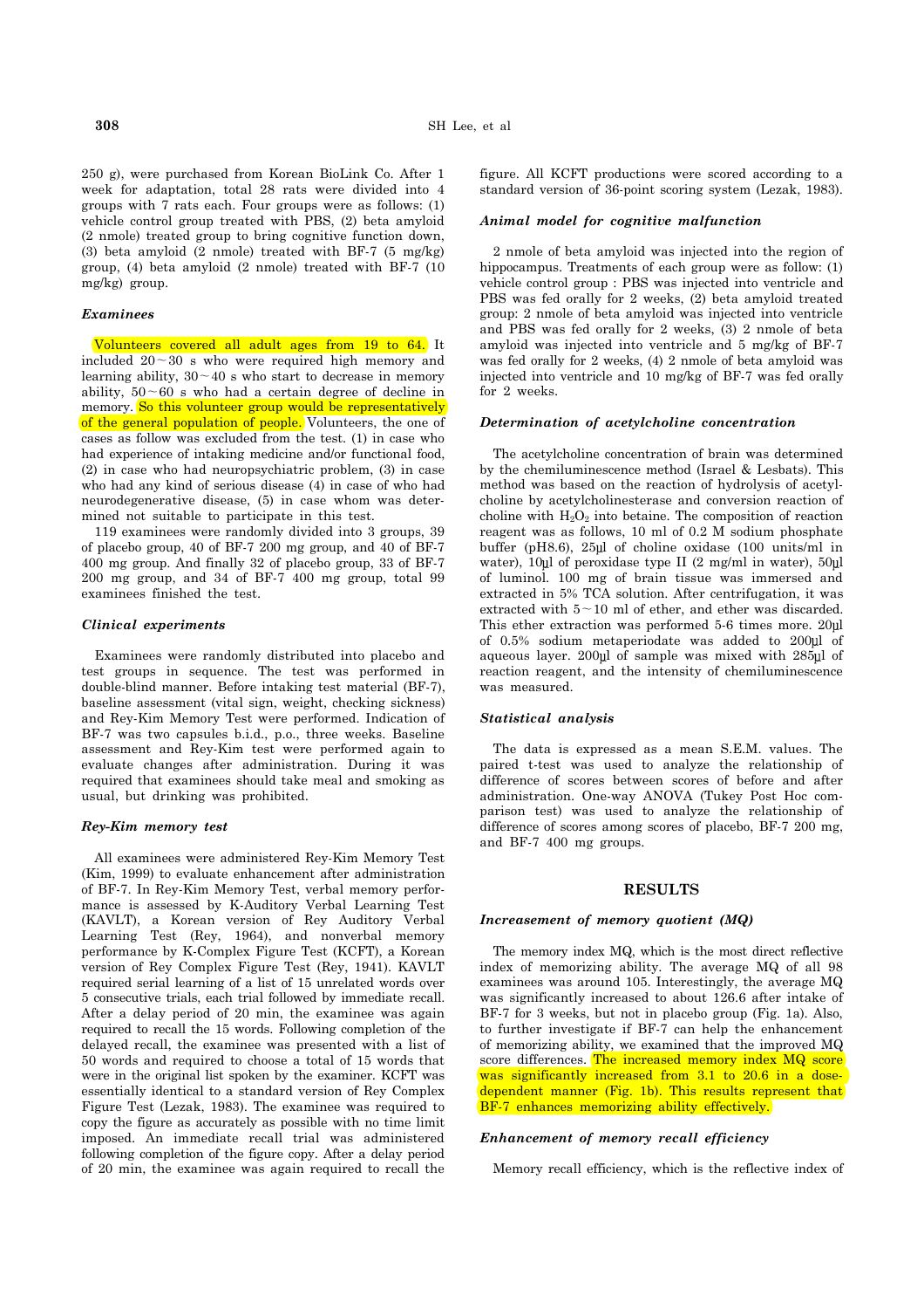250 g), were purchased from Korean BioLink Co. After 1 week for adaptation, total 28 rats were divided into 4 groups with 7 rats each. Four groups were as follows: (1) vehicle control group treated with PBS, (2) beta amyloid (2 nmole) treated group to bring cognitive function down, (3) beta amyloid (2 nmole) treated with BF-7 (5 mg/kg) group, (4) beta amyloid (2 nmole) treated with BF-7 (10 mg/kg) group.

### *Examinees*

Volunteers covered all adult ages from 19 to 64. It included 20～30 s who were required high memory and learning ability, 30～40 s who start to decrease in memory ability, 50～60 s who had a certain degree of decline in memory. So this volunteer group would be representatively of the general population of people. Volunteers, the one of cases as follow was excluded from the test. (1) in case who had experience of intaking medicine and/or functional food, (2) in case who had neuropsychiatric problem, (3) in case who had any kind of serious disease (4) in case of who had neurodegenerative disease, (5) in case whom was determined not suitable to participate in this test.

119 examinees were randomly divided into 3 groups, 39 of placebo group, 40 of BF-7 200 mg group, and 40 of BF-7 400 mg group. And finally 32 of placebo group, 33 of BF-7 200 mg group, and 34 of BF-7 400 mg group, total 99 examinees finished the test.

### *Clinical experiments*

Examinees were randomly distributed into placebo and test groups in sequence. The test was performed in double-blind manner. Before intaking test material (BF-7), baseline assessment (vital sign, weight, checking sickness) and Rey-Kim Memory Test were performed. Indication of BF-7 was two capsules b.i.d., p.o., three weeks. Baseline assessment and Rey-Kim test were performed again to evaluate changes after administration. During it was required that examinees should take meal and smoking as usual, but drinking was prohibited.

### *Rey-Kim memory test*

All examinees were administered Rey-Kim Memory Test (Kim, 1999) to evaluate enhancement after administration of BF-7. In Rey-Kim Memory Test, verbal memory performance is assessed by K-Auditory Verbal Learning Test (KAVLT), a Korean version of Rey Auditory Verbal Learning Test (Rey, 1964), and nonverbal memory performance by K-Complex Figure Test (KCFT), a Korean version of Rey Complex Figure Test (Rey, 1941). KAVLT required serial learning of a list of 15 unrelated words over 5 consecutive trials, each trial followed by immediate recall. After a delay period of 20 min, the examinee was again required to recall the 15 words. Following completion of the delayed recall, the examinee was presented with a list of 50 words and required to choose a total of 15 words that were in the original list spoken by the examiner. KCFT was essentially identical to a standard version of Rey Complex Figure Test (Lezak, 1983). The examinee was required to copy the figure as accurately as possible with no time limit imposed. An immediate recall trial was administered following completion of the figure copy. After a delay period of 20 min, the examinee was again required to recall the figure. All KCFT productions were scored according to a standard version of 36-point scoring system (Lezak, 1983).

### *Animal model for cognitive malfunction*

2 nmole of beta amyloid was injected into the region of hippocampus. Treatments of each group were as follow: (1) vehicle control group : PBS was injected into ventricle and PBS was fed orally for 2 weeks, (2) beta amyloid treated group: 2 nmole of beta amyloid was injected into ventricle and PBS was fed orally for 2 weeks, (3) 2 nmole of beta amyloid was injected into ventricle and 5 mg/kg of BF-7 was fed orally for 2 weeks, (4) 2 nmole of beta amyloid was injected into ventricle and 10 mg/kg of BF-7 was fed orally for 2 weeks.

### *Determination of acetylcholine concentration*

The acetylcholine concentration of brain was determined by the chemiluminescence method (Israel & Lesbats). This method was based on the reaction of hydrolysis of acetylcholine by acetylcholinesterase and conversion reaction of choline with $H_2O_2$ into betaine. The composition of reaction reagent was as follows, 10 ml of 0.2 M sodium phosphate buffer (pH8.6), 25μl of choline oxidase (100 units/ml in water), 10μl of peroxidase type II (2 mg/ml in water), 50μl of luminol. 100 mg of brain tissue was immersed and extracted in 5% TCA solution. After centrifugation, it was extracted with 5～10 ml of ether, and ether was discarded. This ether extraction was performed 5-6 times more. 20μl of 0.5% sodium metaperiodate was added to 200μl of aqueous layer. 200μl of sample was mixed with 285μl of reaction reagent, and the intensity of chemiluminescence was measured.

### *Statistical analysis*

The data is expressed as a mean S.E.M. values. The paired t-test was used to analyze the relationship of difference of scores between scores of before and after administration. One-way ANOVA (Tukey Post Hoc comparison test) was used to analyze the relationship of difference of scores among scores of placebo, BF-7 200 mg, and BF-7 400 mg groups.

## RESULTS

### *Increasement of memory quotient (MQ)*

The memory index MQ, which is the most direct reflective index of memorizing ability. The average MQ of all 98 examinees was around 105. Interestingly, the average MQ was significantly increased to about 126.6 after intake of BF-7 for 3 weeks, but not in placebo group (Fig. 1a). Also, to further investigate if BF-7 can help the enhancement of memorizing ability, we examined that the improved MQ score differences. The increased memory index MQ score was significantly increased from 3.1 to 20.6 in a dose-dependent manner (Fig. 1b). This results represent that BF-7 enhances memorizing ability effectively.

### *Enhancement of memory recall efficiency*

Memory recall efficiency, which is the reflective index of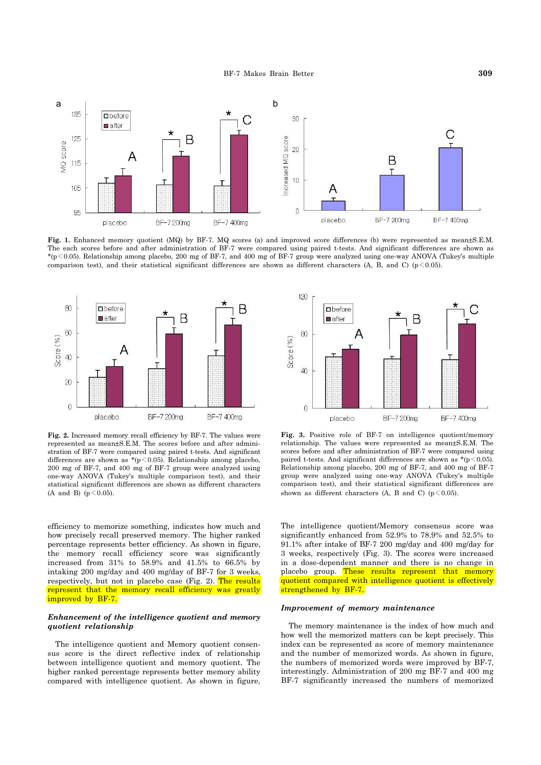**Fig. 1.** Enhanced memory quotient (MQ) by BF-7. MQ scores (a) and improved score differences (b) were represented as mean±S.E.M. The each scores before and after administration of BF-7 were compared using paired t-tests. And significant differences are shown as *($p<0.05$). Relationship among placebo, 200 mg of BF-7, and 400 mg of BF-7 group were analyzed using one-way ANOVA (Tukey's multiple comparison test), and their statistical significant differences are shown as different characters (A, B, and C) ($p<0.05$).

**Fig. 2.** Increased memory recall efficiency by BF-7. The values were represented as mean±S.E.M. The scores before and after administration of BF-7 were compared using paired t-tests. And significant differences are shown as *($p<0.05$). Relationship among placebo, 200 mg of BF-7, and 400 mg of BF-7 group were analyzed using one-way ANOVA (Tukey's multiple comparison test), and their statistical significant differences are shown as different characters (A and B) ($p<0.05$).

**Fig. 3.** Positive role of BF-7 on intelligence quotient/memory relationship. The values were represented as mean±S.E.M. The scores before and after administration of BF-7 were compared using paired t-tests. And significant differences are shown as *($p<0.05$). Relationship among placebo, 200 mg of BF-7, and 400 mg of BF-7 group were analyzed using one-way ANOVA (Tukey's multiple comparison test), and their statistical significant differences are shown as different characters (A, B and C) ($p<0.05$).

efficiency to memorize something, indicates how much and how precisely recall preserved memory. The higher ranked percentage represents better efficiency. As shown in figure, the memory recall efficiency score was significantly increased from 31% to 58.9% and 41.5% to 66.5% by intaking 200 mg/day and 400 mg/day of BF-7 for 3 weeks, respectively, but not in placebo case (Fig. 2). The results represent that the memory recall efficiency was greatly improved by BF-7.

### *Enhancement of the intelligence quotient and memory quotient relationship*

The intelligence quotient and Memory quotient consensus score is the direct reflective index of relationship between intelligence quotient and memory quotient. The higher ranked percentage represents better memory ability compared with intelligence quotient. As shown in figure, The intelligence quotient/Memory consensus score was significantly enhanced from 52.9% to 78.9% and 52.5% to 91.1% after intake of BF-7 200 mg/day and 400 mg/day for 3 weeks, respectively (Fig. 3). The scores were increased in a dose-dependent manner and there is no change in placebo group. These results represent that memory quotient compared with intelligence quotient is effectively strengthened by BF-7.

### *Improvement of memory maintenance*

The memory maintenance is the index of how much and how well the memorized matters can be kept precisely. This index can be represented as score of memory maintenance and the number of memorized words. As shown in figure, the numbers of memorized words were improved by BF-7, interestingly. Administration of 200 mg BF-7 and 400 mg BF-7 significantly increased the numbers of memorized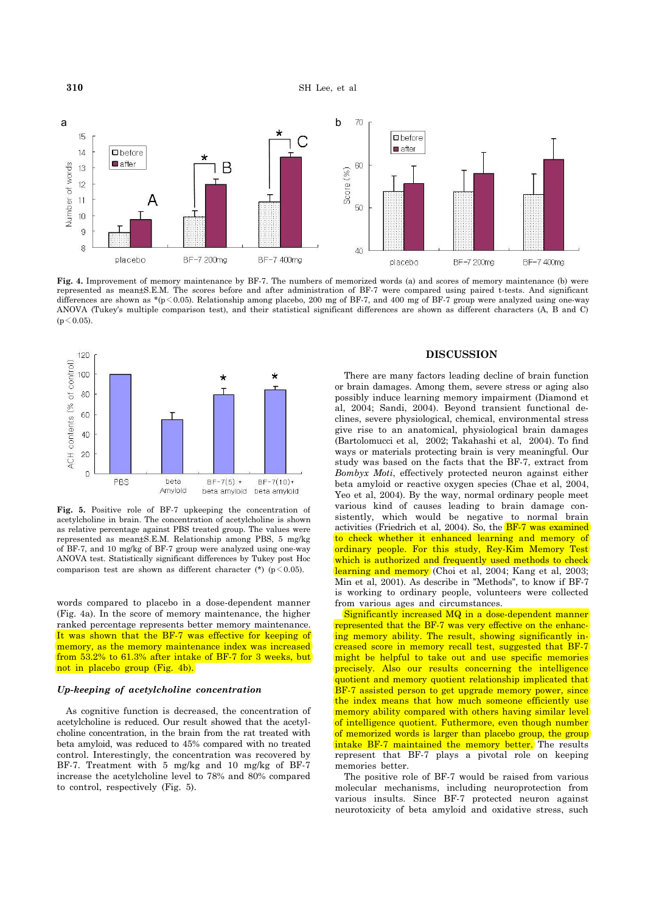Fig. 4. Improvement of memory maintenance by BF-7. The numbers of memorized words (a) and scores of memory maintenance (b) were represented as mean±S.E.M. The scores before and after administration of BF-7 were compared using paired t-tests. And significant differences are shown as *($p < 0.05$). Relationship among placebo, 200 mg of BF-7, and 400 mg of BF-7 group were analyzed using one-way ANOVA (Tukey's multiple comparison test), and their statistical significant differences are shown as different characters (A, B and C) ($p < 0.05$).

Fig. 5. Positive role of BF-7 upkeeping the concentration of acetylcholine in brain. The concentration of acetylcholine is shown as relative percentage against PBS treated group. The values were represented as mean±S.E.M. Relationship among PBS, 5 mg/kg of BF-7, and 10 mg/kg of BF-7 group were analyzed using one-way ANOVA test. Statistically significant differences by Tukey post Hoc comparison test are shown as different character (*) ($p < 0.05$).

words compared to placebo in a dose-dependent manner (Fig. 4a). In the score of memory maintenance, the higher ranked percentage represents better memory maintenance. It was shown that the BF-7 was effective for keeping of memory, as the memory maintenance index was increased from 53.2% to 61.3% after intake of BF-7 for 3 weeks, but not in placebo group (Fig. 4b).

### *Up-keeping of acetylcholine concentration*

As cognitive function is decreased, the concentration of acetylcholine is reduced. Our result showed that the acetylcholine concentration, in the brain from the rat treated with beta amyloid, was reduced to 45% compared with no treated control. Interestingly, the concentration was recovered by BF-7. Treatment with 5 mg/kg and 10 mg/kg of BF-7 increase the acetylcholine level to 78% and 80% compared to control, respectively (Fig. 5).

## DISCUSSION

There are many factors leading decline of brain function or brain damages. Among them, severe stress or aging also possibly induce learning memory impairment (Diamond et al, 2004; Sandi, 2004). Beyond transient functional declines, severe physiological, chemical, environmental stress give rise to an anatomical, physiological brain damages (Bartolomucci et al, 2002; Takahashi et al, 2004). To find ways or materials protecting brain is very meaningful. Our study was based on the facts that the BF-7, extract from *Bombyx Moti*, effectively protected neuron against either beta amyloid or reactive oxygen species (Chae et al, 2004, Yeo et al, 2004). By the way, normal ordinary people meet various kind of causes leading to brain damage consistently, which would be negative to normal brain activities (Friedrich et al, 2004). So, the BF-7 was examined to check whether it enhanced learning and memory of ordinary people. For this study, Rey-Kim Memory Test which is authorized and frequently used methods to check learning and memory (Choi et al, 2004; Kang et al, 2003; Min et al, 2001). As describe in "Methods", to know if BF-7 is working to ordinary people, volunteers were collected from various ages and circumstances.

Significantly increased MQ in a dose-dependent manner represented that the BF-7 was very effective on the enhancing memory ability. The result, showing significantly increased score in memory recall test, suggested that BF-7 might be helpful to take out and use specific memories precisely. Also our results concerning the intelligence quotient and memory quotient relationship implicated that BF-7 assisted person to get upgrade memory power, since the index means that how much someone efficiently use memory ability compared with others having similar level of intelligence quotient. Futhermore, even though number of memorized words is larger than placebo group, the group intake BF-7 maintained the memory better. The results represent that BF-7 plays a pivotal role on keeping memories better.

The positive role of BF-7 would be raised from various molecular mechanisms, including neuroprotection from various insults. Since BF-7 protected neuron against neurotoxicity of beta amyloid and oxidative stress, such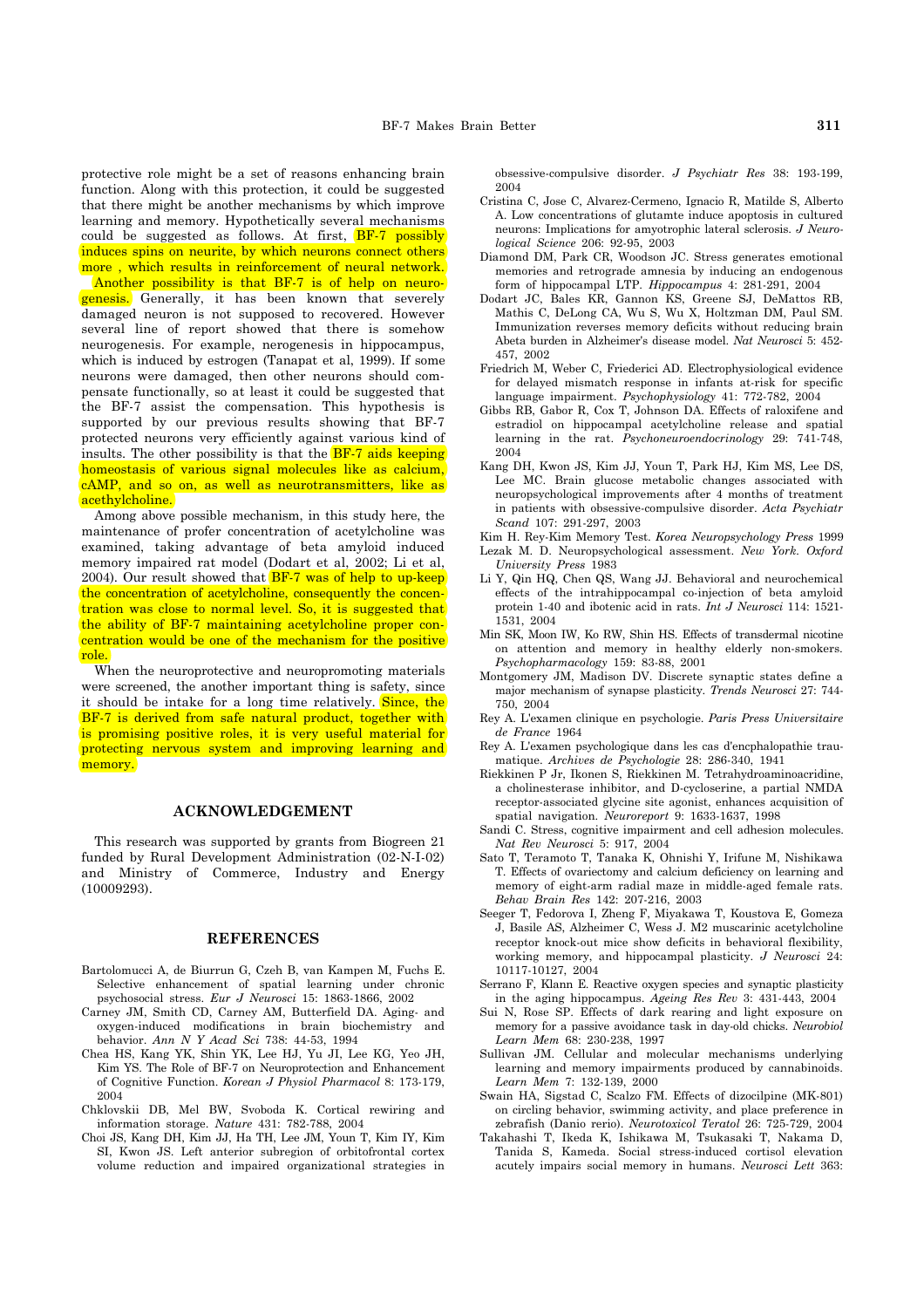protective role might be a set of reasons enhancing brain function. Along with this protection, it could be suggested that there might be another mechanisms by which improve learning and memory. Hypothetically several mechanisms could be suggested as follows. At first, BF-7 possibly induces spins on neurite, by which neurons connect others more , which results in reinforcement of neural network. Another possibility is that BF-7 is of help on neurogenesis. Generally, it has been known that severely damaged neuron is not supposed to recovered. However several line of report showed that there is somehow neurogenesis. For example, nerogenesis in hippocampus, which is induced by estrogen (Tanapat et al, 1999). If some neurons were damaged, then other neurons should compensate functionally, so at least it could be suggested that the BF-7 assist the compensation. This hypothesis is supported by our previous results showing that BF-7 protected neurons very efficiently against various kind of insults. The other possibility is that the BF-7 aids keeping homeostasis of various signal molecules like as calcium, cAMP, and so on, as well as neurotransmitters, like as acethylcholine.

Among above possible mechanism, in this study here, the maintenance of profer concentration of acetylcholine was examined, taking advantage of beta amyloid induced memory impaired rat model (Dodart et al, 2002; Li et al, 2004). Our result showed that BF-7 was of help to up-keep the concentration of acetylcholine, consequently the concentration was close to normal level. So, it is suggested that the ability of BF-7 maintaining acetylcholine proper concentration would be one of the mechanism for the positive role.

When the neuroprotective and neuropromoting materials were screened, the another important thing is safety, since it should be intake for a long time relatively. Since, the BF-7 is derived from safe natural product, together with is promising positive roles, it is very useful material for protecting nervous system and improving learning and memory.

## ACKNOWLEDGEMENT

This research was supported by grants from Biogreen 21 funded by Rural Development Administration (02-N-I-02) and Ministry of Commerce, Industry and Energy (10009293).

## REFERENCES

Bartolomucci A, de Biurrun G, Czeh B, van Kampen M, Fuchs E. Selective enhancement of spatial learning under chronic psychosocial stress. *Eur J Neurosci* 15: 1863-1866, 2002

Carney JM, Smith CD, Carney AM, Butterfield DA. Aging- and oxygen-induced modifications in brain biochemistry and behavior. *Ann N Y Acad Sci* 738: 44-53, 1994

Chea HS, Kang YK, Shin YK, Lee HJ, Yu JI, Lee KG, Yeo JH, Kim YS. The Role of BF-7 on Neuroprotection and Enhancement of Cognitive Function. *Korean J Physiol Pharmacol* 8: 173-179, 2004

Chklovskii DB, Mel BW, Svoboda K. Cortical rewiring and information storage. *Nature* 431: 782-788, 2004

Choi JS, Kang DH, Kim JJ, Ha TH, Lee JM, Youn T, Kim IY, Kim SI, Kwon JS. Left anterior subregion of orbitofrontal cortex volume reduction and impaired organizational strategies in obsessive-compulsive disorder. *J Psychiatr Res* 38: 193-199, 2004

Cristina C, Jose C, Alvarez-Cermeno, Ignacio R, Matilde S, Alberto A. Low concentrations of glutamte induce apoptosis in cultured neurons: Implications for amyotrophic lateral sclerosis. *J Neurological Science* 206: 92-95, 2003

Diamond DM, Park CR, Woodson JC. Stress generates emotional memories and retrograde amnesia by inducing an endogenous form of hippocampal LTP. *Hippocampus* 4: 281-291, 2004

Dodart JC, Bales KR, Gannon KS, Greene SJ, DeMattos RB, Mathis C, DeLong CA, Wu S, Wu X, Holtzman DM, Paul SM. Immunization reverses memory deficits without reducing brain Abeta burden in Alzheimer's disease model. *Nat Neurosci* 5: 452-457, 2002

Friedrich M, Weber C, Friederici AD. Electrophysiological evidence for delayed mismatch response in infants at-risk for specific language impairment. *Psychophysiology* 41: 772-782, 2004

Gibbs RB, Gabor R, Cox T, Johnson DA. Effects of raloxifene and estradiol on hippocampal acetylcholine release and spatial learning in the rat. *Psychoneuroendocrinology* 29: 741-748, 2004

Kang DH, Kwon JS, Kim JJ, Youn T, Park HJ, Kim MS, Lee DS, Lee MC. Brain glucose metabolic changes associated with neuropsychological improvements after 4 months of treatment in patients with obsessive-compulsive disorder. *Acta Psychiatr Scand* 107: 291-297, 2003

Kim H. Rey-Kim Memory Test. *Korea Neuropsychology Press* 1999

Lezak M. D. Neuropsychological assessment. *New York. Oxford University Press* 1983

Li Y, Qin HQ, Chen QS, Wang JJ. Behavioral and neurochemical effects of the intrahippocampal co-injection of beta amyloid protein 1-40 and ibotenic acid in rats. *Int J Neurosci* 114: 1521-1531, 2004

Min SK, Moon IW, Ko RW, Shin HS. Effects of transdermal nicotine on attention and memory in healthy elderly non-smokers. *Psychopharmacology* 159: 83-88, 2001

Montgomery JM, Madison DV. Discrete synaptic states define a major mechanism of synapse plasticity. *Trends Neurosci* 27: 744-750, 2004

Rey A. L'examen clinique en psychologie. *Paris Press Universitaire de France* 1964

Rey A. L'examen psychologique dans les cas d'encphalopathie traumatique. *Archives de Psychologie* 28: 286-340, 1941

Riekkinen P Jr, Ikonen S, Riekkinen M. Tetrahydroaminoacridine, a cholinesterase inhibitor, and D-cycloserine, a partial NMDA receptor-associated glycine site agonist, enhances acquisition of spatial navigation. *Neuroreport* 9: 1633-1637, 1998

Sandi C. Stress, cognitive impairment and cell adhesion molecules. *Nat Rev Neurosci* 5: 917, 2004

Sato T, Teramoto T, Tanaka K, Ohnishi Y, Irifune M, Nishikawa T. Effects of ovariectomy and calcium deficiency on learning and memory of eight-arm radial maze in middle-aged female rats. *Behav Brain Res* 142: 207-216, 2003

Seeger T, Fedorova I, Zheng F, Miyakawa T, Koustova E, Gomeza J, Basile AS, Alzheimer C, Wess J. M2 muscarinic acetylcholine receptor knock-out mice show deficits in behavioral flexibility, working memory, and hippocampal plasticity. *J Neurosci* 24: 10117-10127, 2004

Serrano F, Klann E. Reactive oxygen species and synaptic plasticity in the aging hippocampus. *Ageing Res Rev* 3: 431-443, 2004

Sui N, Rose SP. Effects of dark rearing and light exposure on memory for a passive avoidance task in day-old chicks. *Neurobiol Learn Mem* 68: 230-238, 1997

Sullivan JM. Cellular and molecular mechanisms underlying learning and memory impairments produced by cannabinoids. *Learn Mem* 7: 132-139, 2000

Swain HA, Sigstad C, Scalzo FM. Effects of dizocilpine (MK-801) on circling behavior, swimming activity, and place preference in zebrafish (Danio rerio). *Neurotoxicol Teratol* 26: 725-729, 2004

Takahashi T, Ikeda K, Ishikawa M, Tsukasaki T, Nakama D, Tanida S, Kameda. Social stress-induced cortisol elevation acutely impairs social memory in humans. *Neurosci Lett* 363: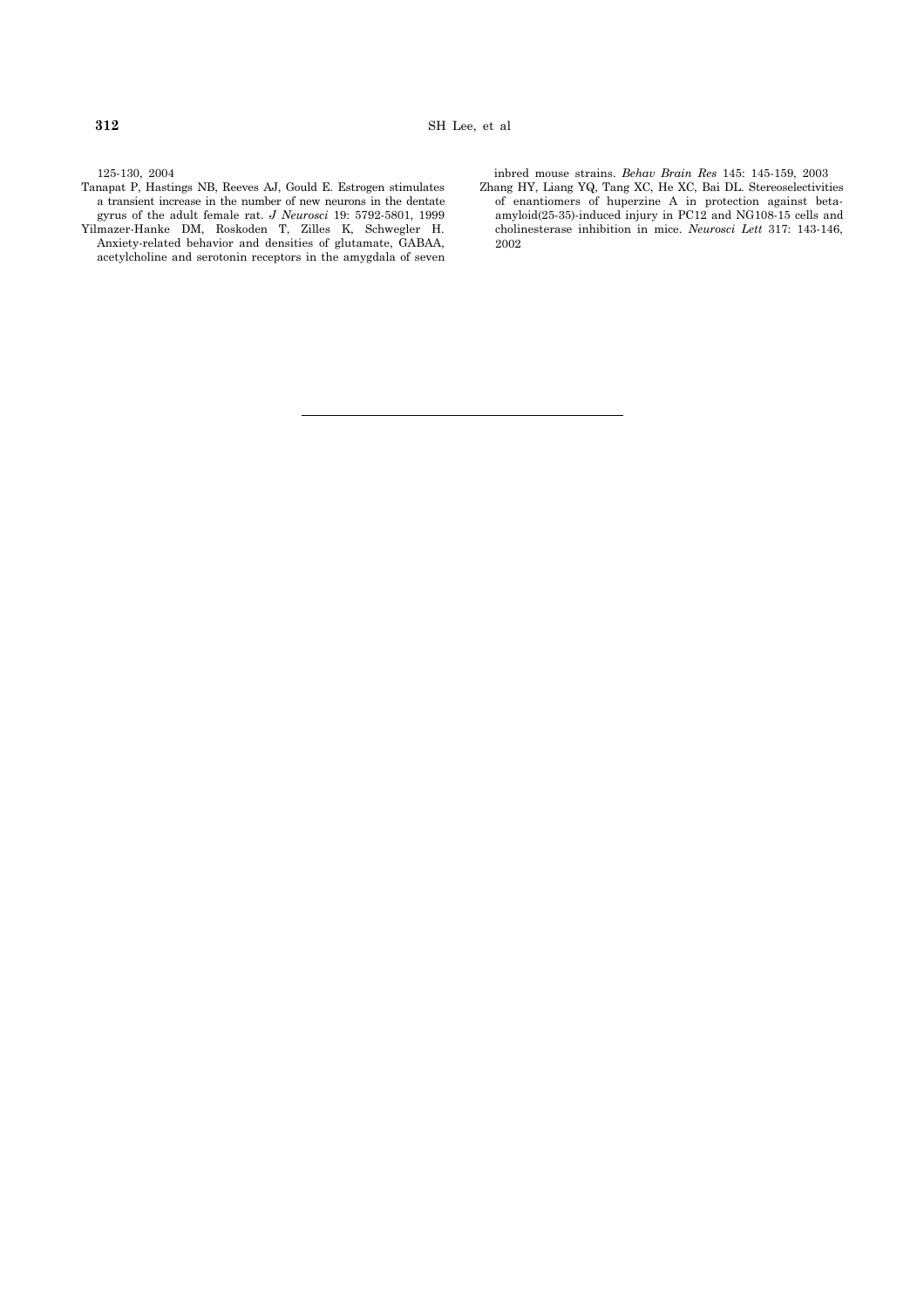125-130, 2004

Tanapat P, Hastings NB, Reeves AJ, Gould E. Estrogen stimulates a transient increase in the number of new neurons in the dentate gyrus of the adult female rat. *J Neurosci* 19: 5792-5801, 1999

Yilmazer-Hanke DM, Roskoden T, Zilles K, Schwegler H. Anxiety-related behavior and densities of glutamate, GABAA, acetylcholine and serotonin receptors in the amygdala of seven inbred mouse strains. *Behav Brain Res* 145: 145-159, 2003

Zhang HY, Liang YQ, Tang XC, He XC, Bai DL. Stereoselectivities of enantiomers of huperzine A in protection against beta-amyloid(25-35)-induced injury in PC12 and NG108-15 cells and cholinesterase inhibition in mice. *Neurosci Lett* 317: 143-146, 2002